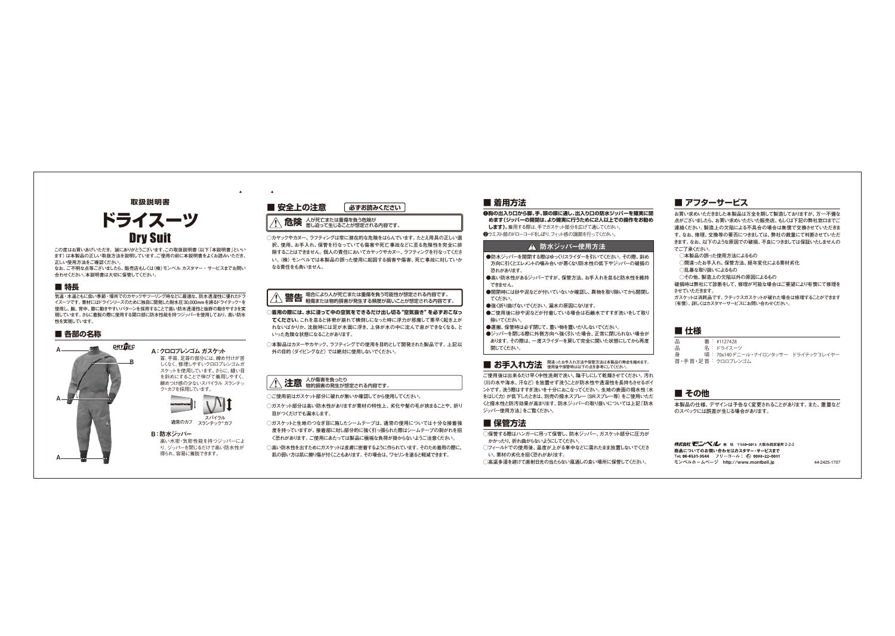取扱説明書

# ドライスーツ
# Dry Suit

この度はお買いあげいただき、誠にありがとうございます。この取扱説明書（以下「本説明書」といいます）は本製品の正しい取扱方法を説明しています。ご使用の前に本説明書をよくお読みいただき、正しい使用方法をご確認ください。
なお、ご不明な点等ございましたら、販売店もしくは（株）モンベル カスタマー・サービスまでお問い合わせください。本説明書は大切に保管してください。

## ■ 特長

気温・水温ともに低い季節・場所でのカヤックやツーリング時などに最適な、防水透湿性に優れたドライスーツです。素材にはドライシリーズのために独自に開発した耐水圧30,000mmを誇るドライテック®を使用し、腕、背中、膝に動きやすいパターンを採用することで高い防水透湿性と抜群の動きやすさを実現しています。さらに着脱の際に使用する開口部に防水性能を持つジッパーを使用しており、高い防水性を実現しています。

## ■ 各部の名称

**A：クロロプレンゴム ガスケット**
首、手首、足首の部分には、締め付けが苦しくなく、修理しやすいクロロプレンゴムガスケットを使用しています。さらに、縫い目を斜めにすることで伸びて着用しやすく、締めつけ感の少ないスパイラル スランテック®カフを採用しています。

通常のカフ　スパイラル スランテック®カフ

**B：防水ジッパー**
高い水密・気密性能を持つジッパーにより、ジッパーを閉じるだけで高い防水性が得られ、容易に着脱できます。

## ■ 安全上の注意　必ずお読みください

**⚠ 危険** 人が死亡または重傷を負う危険が差し迫って生じることが想定される内容です。

○カヤックやカヌー、ラフティングは常に潜在的な危険をはらんでいます。たとえ用具の正しい選択、使用、お手入れ、保管を行なっていても傷害や死亡事故などに至る危険性を完全に排除することはできません。個人の責任においてカヤックやカヌー、ラフティングを行なってください。（株）モンベルでは本製品の誤った使用に起因する損害や傷害、死亡事故に対していかなる責任をも負いません。

**⚠ 警告** 場合により人が死亡または重傷を負う可能性が想定される内容です。軽傷または物的損害が発生する頻度が高いことが想定される内容です。

○**着用の際には、水に浸って中の空気をできるだけ出し切る"空気抜き"を必ずおこなってください。**これを怠ると体勢が崩れて横倒しになった時に浮力が邪魔して素早く起き上がれないばかりか、沈脱時には足が水面に浮き、上体が水の中に沈んで息ができなくなる、といった危険な状態になることがあります。

○本製品はカヌーやカヤック、ラフティングでの使用を目的として開発された製品です。上記以外の目的（ダイビングなど）では絶対に使用しないでください。

**⚠ 注意** 人が傷害を負ったり物的損害の発生が想定される内容です。

○ご使用前はガスケット部分に破れが無いか確認してから使用してください。

○ガスケット部分は高い防水性がありますが素材の特性上、劣化や髪の毛が挟まることや、折り目がつくだけでも漏水します。

○ガスケットと生地のつなぎ目に施したシームテープは、通常の使用については十分な接着強度を持っていますが、接着部に対し部分的に強く引っ張られた際はシームテープの剥がれを招く恐れがあります。ご使用にあたっては製品に極端な負荷が掛からないようご注意ください。

○高い防水性を出すためにガスケットは皮膚に密着するように作られています。そのため着用の際に、肌の弱い方は肌に擦り傷が付くこともあります。その場合は、ワセリンを塗ると軽減できます。

## ■ 着用方法

❶**胸の出入り口から脚、手、頭の順に通し、出入り口の防水ジッパーを確実に閉めます（ジッパーの開閉は、より確実に行うために2人以上での操作をお勧めします）。**着用する際は、手でガスケット部分を広げて通してください。
❷ウエスト部のドローコードをしぼり、フィット感の調節を行ってください。

### ⚠ 防水ジッパー使用方法

●防水ジッパーを開閉する際はゆっくりスライダーを引いてください。その際、斜め方向に引くとエレメントの噛み合いが悪くなり防水性の低下やジッパーの破損の恐れがあります。
●高い防水性があるジッパーですが、保管方法、お手入れを怠ると防水性を維持できません。
●開閉時には砂や泥などが付いていないか確認し、異物を取り除いてから開閉してください。
●強く折り曲げないでください。漏水の原因になります。
●ご使用後に砂や泥などが付着している場合は石鹸水ですすぎ洗いをして取り除いてください。
●運搬、保管時は必ず閉じて、重い物を置いたりしないでください。
●ジッパーを閉じる際に外側方向へ強く引いた場合、正常に閉じられない場合があります。その際は、一度スライダーを戻して完全に開いた状態にしてから再度閉じてください。

## ■ お手入れ方法

間違ったお手入れ方法や保管方法は本製品の寿命を縮めます。使用後や保管時は以下の点を参考にしてください。

ご使用後は出来るだけ早く中性洗剤で洗い、陰干しにして乾燥させてください。汚れ（川の水や海水、汗など）を放置せず洗うことが防水性や透湿性を長持ちさせるポイントです。洗う際はすすぎ洗いを十分におこなってください。生地の表面の撥水性（水をはじく力）が低下したときは、別売の撥水スプレー（SRスプレー等）をご使用いただくと撥水性と防汚効果が高まります。防水ジッパーの取り扱いについては上記「防水ジッパー使用方法」をご覧ください。

## ■ 保管方法

○保管する際はハンガーに吊って保管し、防水ジッパー、ガスケット部分に圧力がかかったり、折れ曲がらないようにしてください。
○フィールドでの使用後、温度が上がる車中などに濡れたまま放置しないでください。素材の劣化を招く恐れがあります。
○高温多湿を避けて直射日光の当たらない風通しの良い場所に保管してください。

## ■ アフターサービス

お買い求めいただきました本製品は万全を期して製造しておりますが、万一不備な点がございましたら、お買い求めいただいた販売店、もしくは下記の弊社窓口までご連絡ください。製造上の欠陥による不良品の場合は無償で交換させていただきます。なお、修理、交換等の要否につきましては、弊社の裁量にて判断させていただきます。なお、以下のような原因での破損、不良につきましては保証いたしませんのでご了承ください。
○本製品の誤った使用によるもの
○間違ったお手入れ、保管方法、経年変化による素材劣化
○乱暴な取り扱いによるもの
○その他、製造上の欠陥以外の原因によるもの
破損時は弊社にて診断をして、修理が可能な場合にご要望により有償にて修理をさせていただきます。
ガスケットは消耗品です。ラテックスガスケットが破れた場合は修理することができます（有償）。詳しくはカスタマーサービスにお問い合わせください。

## ■ 仕様

品　番：#1127428
品　名：ドライスーツ
身　頃：70x140デニール・ナイロンタッサー　ドライテック®3レイヤー
首・手首・足首：クロロプレンゴム

## ■ その他

本製品の仕様、デザインは予告なく変更されることがあります。また、重量などのスペックには誤差が生じる場合があります。

株式会社モンベル　本社　〒550-0013 大阪市西区新町2-2-2
商品についてのお問い合わせはカスタマー・サービスまで
Tel.06-6531-3544　フリーコール：0088-22-0031
モンベルホームページ　http://www.montbell.jp

44-2425-1707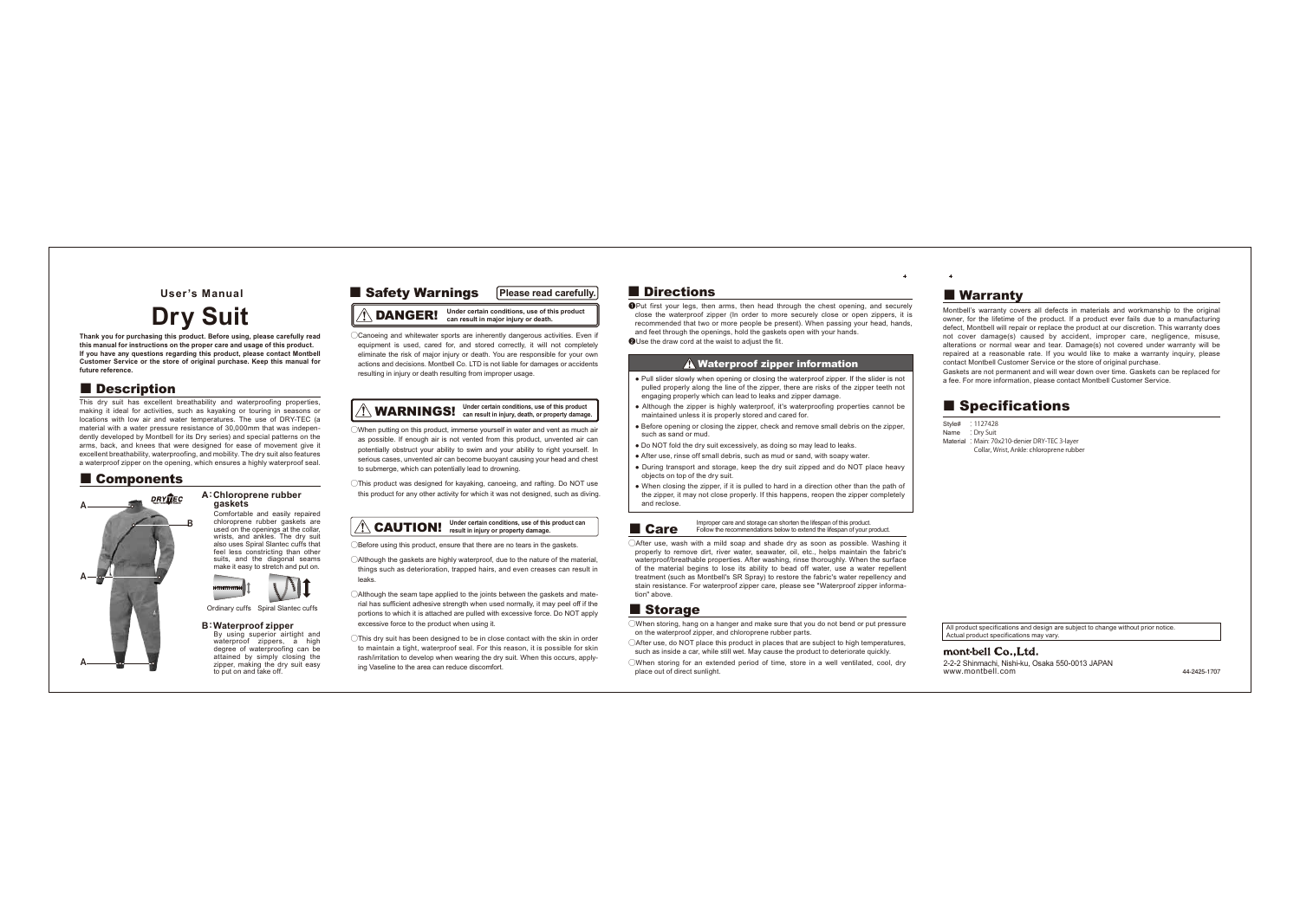# User's Manual

# Dry Suit

**Thank you for purchasing this product. Before using, please carefully read this manual for instructions on the proper care and usage of this product. If you have any questions regarding this product, please contact Montbell Customer Service or the store of original purchase. Keep this manual for future reference.**

## ■ Description

This dry suit has excellent breathability and waterproofing properties, making it ideal for activities, such as kayaking or touring in seasons or locations with low air and water temperatures. The use of DRY-TEC (a material with a water pressure resistance of 30,000mm that was independently developed by Montbell for its Dry series) and special patterns on the arms, back, and knees that were designed for ease of movement give it excellent breathability, waterproofing, and mobility. The dry suit also features a waterproof zipper on the opening, which ensures a highly waterproof seal.

## ■ Components

A

B

A

A

**A: Chloroprene rubber gaskets**

Comfortable and easily repaired chloroprene rubber gaskets are used on the openings at the collar, wrists, and ankles. The dry suit also uses Spiral Slantec cuffs that feel less constricting than other suits, and the diagonal seams make it easy to stretch and put on.

Ordinary cuffs Spiral Slantec cuffs

**B: Waterproof zipper**

By using superior airtight and waterproof zippers, a high degree of waterproofing can be attained by simply closing the zipper, making the dry suit easy to put on and take off.

## ■ Safety Warnings

**Please read carefully.**

**⚠ DANGER!** Under certain conditions, use of this product can result in major injury or death.

○Canoeing and whitewater sports are inherently dangerous activities. Even if equipment is used, cared for, and stored correctly, it will not completely eliminate the risk of major injury or death. You are responsible for your own actions and decisions. Montbell Co. LTD is not liable for damages or accidents resulting in injury or death resulting from improper usage.

**⚠ WARNINGS!** Under certain conditions, use of this product can result in injury, death, or property damage.

○When putting on this product, immerse yourself in water and vent as much air as possible. If enough air is not vented from this product, unvented air can potentially obstruct your ability to swim and your ability to right yourself. In serious cases, unvented air can become buoyant causing your head and chest to submerge, which can potentially lead to drowning.

○This product was designed for kayaking, canoeing, and rafting. Do NOT use this product for any other activity for which it was not designed, such as diving.

**⚠ CAUTION!** Under certain conditions, use of this product can result in injury or property damage.

○Before using this product, ensure that there are no tears in the gaskets.

○Although the gaskets are highly waterproof, due to the nature of the material, things such as deterioration, trapped hairs, and even creases can result in leaks.

○Although the seam tape applied to the joints between the gaskets and material has sufficient adhesive strength when used normally, it may peel off if the portions to which it is attached are pulled with excessive force. Do NOT apply excessive force to the product when using it.

○This dry suit has been designed to be in close contact with the skin in order to maintain a tight, waterproof seal. For this reason, it is possible for skin rash/irritation to develop when wearing the dry suit. When this occurs, applying Vaseline to the area can reduce discomfort.

## ■ Directions

❶Put first your legs, then arms, then head through the chest opening, and securely close the waterproof zipper (In order to more securely close or open zippers, it is recommended that two or more people be present). When passing your head, hands, and feet through the openings, hold the gaskets open with your hands.

❷Use the draw cord at the waist to adjust the fit.

### ⚠ Waterproof zipper information

- Pull slider slowly when opening or closing the waterproof zipper. If the slider is not pulled properly along the line of the zipper, there are risks of the zipper teeth not engaging properly which can lead to leaks and zipper damage.
- Although the zipper is highly waterproof, it's waterproofing properties cannot be maintained unless it is properly stored and cared for.
- Before opening or closing the zipper, check and remove small debris on the zipper, such as sand or mud.
- Do NOT fold the dry suit excessively, as doing so may lead to leaks.
- After use, rinse off small debris, such as mud or sand, with soapy water.
- During transport and storage, keep the dry suit zipped and do NOT place heavy objects on top of the dry suit.
- When closing the zipper, if it is pulled to hard in a direction other than the path of the zipper, it may not close properly. If this happens, reopen the zipper completely and reclose.

## ■ Care

Improper care and storage can shorten the lifespan of this product. Follow the recommendations below to extend the lifespan of your product.

○After use, wash with a mild soap and shade dry as soon as possible. Washing it properly to remove dirt, river water, seawater, oil, etc., helps maintain the fabric's waterproof/breathable properties. After washing, rinse thoroughly. When the surface of the material begins to lose its ability to bead off water, use a water repellent treatment (such as Montbell's SR Spray) to restore the fabric's water repellency and stain resistance. For waterproof zipper care, please see "Waterproof zipper information" above.

## ■ Storage

○When storing, hang on a hanger and make sure that you do not bend or put pressure on the waterproof zipper, and chloroprene rubber parts.

○After use, do NOT place this product in places that are subject to high temperatures, such as inside a car, while still wet. May cause the product to deteriorate quickly.

○When storing for an extended period of time, store in a well ventilated, cool, dry place out of direct sunlight.

## ■ Warranty

Montbell's warranty covers all defects in materials and workmanship to the original owner, for the lifetime of the product. If a product ever fails due to a manufacturing defect, Montbell will repair or replace the product at our discretion. This warranty does not cover damage(s) caused by accident, improper care, negligence, misuse, alterations or normal wear and tear. Damage(s) not covered under warranty will be repaired at a reasonable rate. If you would like to make a warranty inquiry, please contact Montbell Customer Service or the store of original purchase.

Gaskets are not permanent and will wear down over time. Gaskets can be replaced for a fee. For more information, please contact Montbell Customer Service.

## ■ Specifications

Style# : 1127428

Name : Dry Suit

Material : Main: 70x210-denier DRY-TEC 3-layer
Collar, Wrist, Ankle: chloroprene rubber

All product specifications and design are subject to change without prior notice. Actual product specifications may vary.

**mont-bell Co.,Ltd.**

2-2-2 Shinmachi, Nishi-ku, Osaka 550-0013 JAPAN

www.montbell.com

44-2425-1707